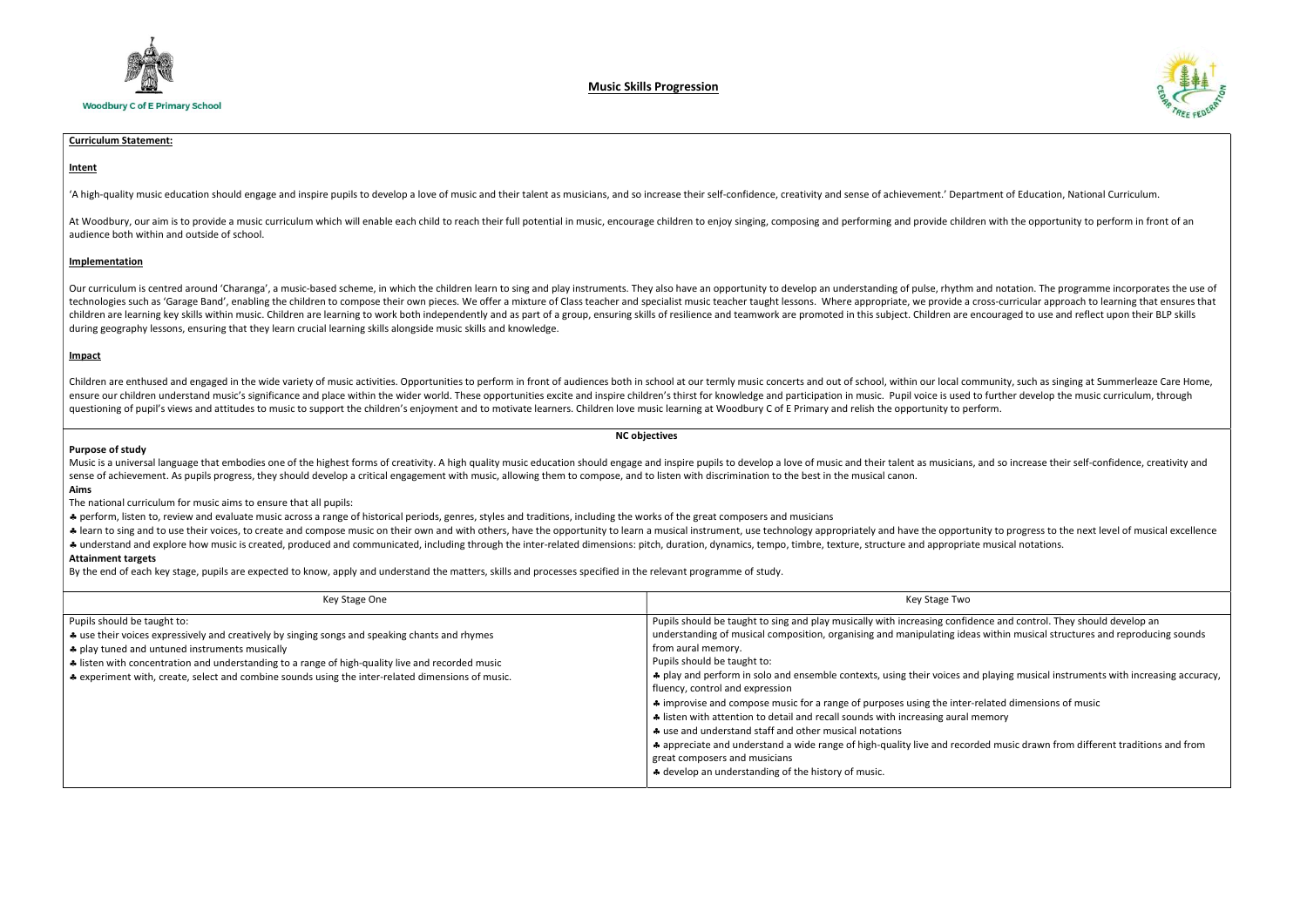Woodbury C of E Primary School

# Music Skills Progression

## Curriculum Statement:

### Intent

'A high-quality music education should engage and inspire pupils to develop a love of music and their talent as musicians, and so increase their self-confidence, creativity and sense of achievement.' Department of Education, National Curriculum.

At Woodbury, our aim is to provide a music curriculum which will enable each child to reach their full potential in music, encourage children to enjoy singing, composing and performing and provide children with the opportunity to perform in front of an audience both within and outside of school.

### Implementation

Our curriculum is centred around 'Charanga', a music-based scheme, in which the children learn to sing and play instruments. They also have an opportunity to develop an understanding of pulse, rhythm and notation. The programme incorporates the use of technologies such as 'Garage Band', enabling the children to compose their own pieces. We offer a mixture of Class teacher and specialist music teacher taught lessons. Where appropriate, we provide a cross-curricular approach to learning that ensures that children are learning key skills within music. Children are learning to work both independently and as part of a group, ensuring skills of resilience and teamwork are promoted in this subject. Children are encouraged to use and reflect upon their BLP skills during geography lessons, ensuring that they learn crucial learning skills alongside music skills and knowledge.

### Impact

Children are enthused and engaged in the wide variety of music activities. Opportunities to perform in front of audiences both in school at our termly music concerts and out of school, within our local community, such as singing at Summerleaze Care Home, ensure our children understand music's significance and place within the wider world. These opportunities excite and inspire children's thirst for knowledge and participation in music. Pupil voice is used to further develop the music curriculum, through questioning of pupil's views and attitudes to music to support the children's enjoyment and to motivate learners. Children love music learning at Woodbury C of E Primary and relish the opportunity to perform.

## NC objectives

**Purpose of study**

Music is a universal language that embodies one of the highest forms of creativity. A high quality music education should engage and inspire pupils to develop a love of music and their talent as musicians, and so increase their self-confidence, creativity and sense of achievement. As pupils progress, they should develop a critical engagement with music, allowing them to compose, and to listen with discrimination to the best in the musical canon.

**Aims**

The national curriculum for music aims to ensure that all pupils:

- perform, listen to, review and evaluate music across a range of historical periods, genres, styles and traditions, including the works of the great composers and musicians
- learn to sing and to use their voices, to create and compose music on their own and with others, have the opportunity to learn a musical instrument, use technology appropriately and have the opportunity to progress to the next level of musical excellence
- understand and explore how music is created, produced and communicated, including through the inter-related dimensions: pitch, duration, dynamics, tempo, timbre, texture, structure and appropriate musical notations.

**Attainment targets**

By the end of each key stage, pupils are expected to know, apply and understand the matters, skills and processes specified in the relevant programme of study.

| Key Stage One | Key Stage Two |
| --- | --- |
| Pupils should be taught to:<br>♣ use their voices expressively and creatively by singing songs and speaking chants and rhymes<br>♣ play tuned and untuned instruments musically<br>♣ listen with concentration and understanding to a range of high-quality live and recorded music<br>♣ experiment with, create, select and combine sounds using the inter-related dimensions of music. | Pupils should be taught to sing and play musically with increasing confidence and control. They should develop an understanding of musical composition, organising and manipulating ideas within musical structures and reproducing sounds from aural memory.<br>Pupils should be taught to:<br>♣ play and perform in solo and ensemble contexts, using their voices and playing musical instruments with increasing accuracy, fluency, control and expression<br>♣ improvise and compose music for a range of purposes using the inter-related dimensions of music<br>♣ listen with attention to detail and recall sounds with increasing aural memory<br>♣ use and understand staff and other musical notations<br>♣ appreciate and understand a wide range of high-quality live and recorded music drawn from different traditions and from great composers and musicians<br>♣ develop an understanding of the history of music. |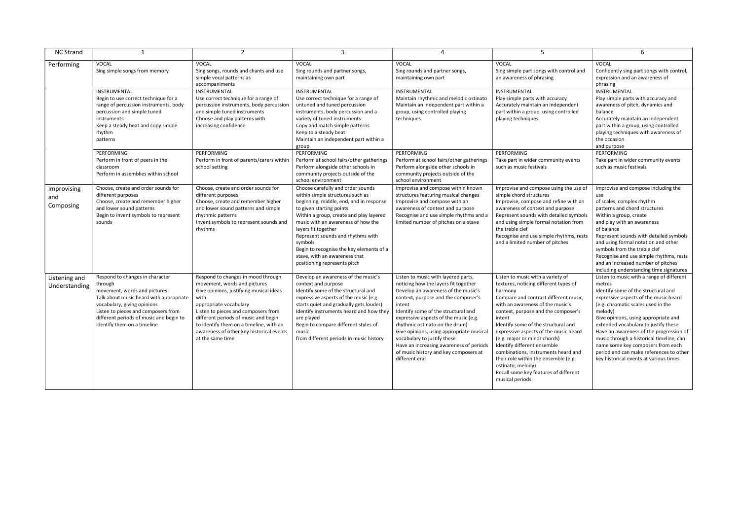| NC Strand | 1 | 2 | 3 | 4 | 5 | 6 |
|---|---|---|---|---|---|---|
| Performing | VOCAL<br>Sing simple songs from memory | VOCAL<br>Sing songs, rounds and chants and use simple vocal patterns as accompaniments | VOCAL<br>Sing rounds and partner songs, maintaining own part | VOCAL<br>Sing rounds and partner songs, maintaining own part | VOCAL<br>Sing simple part songs with control and an awareness of phrasing | VOCAL<br>Confidently sing part songs with control, expression and an awareness of phrasing |
| | INSTRUMENTAL<br>Begin to use correct technique for a range of percussion instruments, body percussion and simple tuned instruments<br>Keep a steady beat and copy simple rhythm patterns | INSTRUMENTAL<br>Use correct technique for a range of percussion instruments, body percussion and simple tuned instruments<br>Choose and play patterns with increasing confidence | INSTRUMENTAL<br>Use correct technique for a range of untuned and tuned percussion instruments, body percussion and a variety of tuned instruments<br>Copy and match simple patterns<br>Keep to a steady beat<br>Maintain an independent part within a group | INSTRUMENTAL<br>Maintain rhythmic and melodic ostinato<br>Maintain an independent part within a group, using controlled playing techniques | INSTRUMENTAL<br>Play simple parts with accuracy<br>Accurately maintain an independent part within a group, using controlled playing techniques | INSTRUMENTAL<br>Play simple parts with accuracy and awareness of pitch, dynamics and balance<br>Accurately maintain an independent part within a group, using controlled playing techniques with awareness of the occasion and purpose |
| | PERFORMING<br>Perform in front of peers in the classroom<br>Perform in assemblies within school | PERFORMING<br>Perform in front of parents/carers within school setting | PERFORMING<br>Perform at school fairs/other gatherings<br>Perform alongside other schools in community projects outside of the school environment | PERFORMING<br>Perform at school fairs/other gatherings<br>Perform alongside other schools in community projects outside of the school environment | PERFORMING<br>Take part in wider community events such as music festivals | PERFORMING<br>Take part in wider community events such as music festivals |
| Improvising and Composing | Choose, create and order sounds for different purposes<br>Choose, create and remember higher and lower sound patterns<br>Begin to invent symbols to represent sounds | Choose, create and order sounds for different purposes<br>Choose, create and remember higher and lower sound patterns and simple rhythmic patterns<br>Invent symbols to represent sounds and rhythms | Choose carefully and order sounds within simple structures such as beginning, middle, end, and in response to given starting points<br>Within a group, create and play layered music with an awareness of how the layers fit together<br>Represent sounds and rhythms with symbols<br>Begin to recognise the key elements of a stave, with an awareness that positioning represents pitch | Improvise and compose within known structures featuring musical changes<br>Improvise and compose with an awareness of context and purpose<br>Recognise and use simple rhythms and a limited number of pitches on a stave | Improvise and compose using the use of simple chord structures<br>Improvise, compose and refine with an awareness of context and purpose<br>Represent sounds with detailed symbols and using simple formal notation from the treble clef<br>Recognise and use simple rhythms, rests and a limited number of pitches | Improvise and compose including the use of scales, complex rhythm patterns and chord structures<br>Within a group, create and play with an awareness of balance<br>Represent sounds with detailed symbols and using formal notation and other symbols from the treble clef<br>Recognise and use simple rhythms, rests and an increased number of pitches including understanding time signatures |
| Listening and Understanding | Respond to changes in character through movement, words and pictures<br>Talk about music heard with appropriate vocabulary, giving opinions<br>Listen to pieces and composers from different periods of music and begin to identify them on a timeline | Respond to changes in mood through movement, words and pictures<br>Give opinions, justifying musical ideas with appropriate vocabulary<br>Listen to pieces and composers from different periods of music and begin to identify them on a timeline, with an awareness of other key historical events at the same time | Develop an awareness of the music's context and purpose<br>Identify some of the structural and expressive aspects of the music (e.g. starts quiet and gradually gets louder)<br>Identify instruments heard and how they are played<br>Begin to compare different styles of music from different periods in music history | Listen to music with layered parts, noticing how the layers fit together<br>Develop an awareness of the music's context, purpose and the composer's intent<br>Identify some of the structural and expressive aspects of the music (e.g. rhythmic ostinato on the drum)<br>Give opinions, using appropriate musical vocabulary to justify these<br>Have an increasing awareness of periods of music history and key composers at different eras | Listen to music with a variety of textures, noticing different types of harmony<br>Compare and contrast different music, with an awareness of the music's context, purpose and the composer's intent<br>Identify some of the structural and expressive aspects of the music heard (e.g. major or minor chords)<br>Identify different ensemble combinations, instruments heard and their role within the ensemble (e.g. ostinato; melody)<br>Recall some key features of different musical periods | Listen to music with a range of different metres<br>Identify some of the structural and expressive aspects of the music heard (e.g. chromatic scales used in the melody)<br>Give opinions, using appropriate and extended vocabulary to justify these<br>Have an awareness of the progression of music through a historical timeline, can name some key composers from each period and can make references to other key historical events at various times |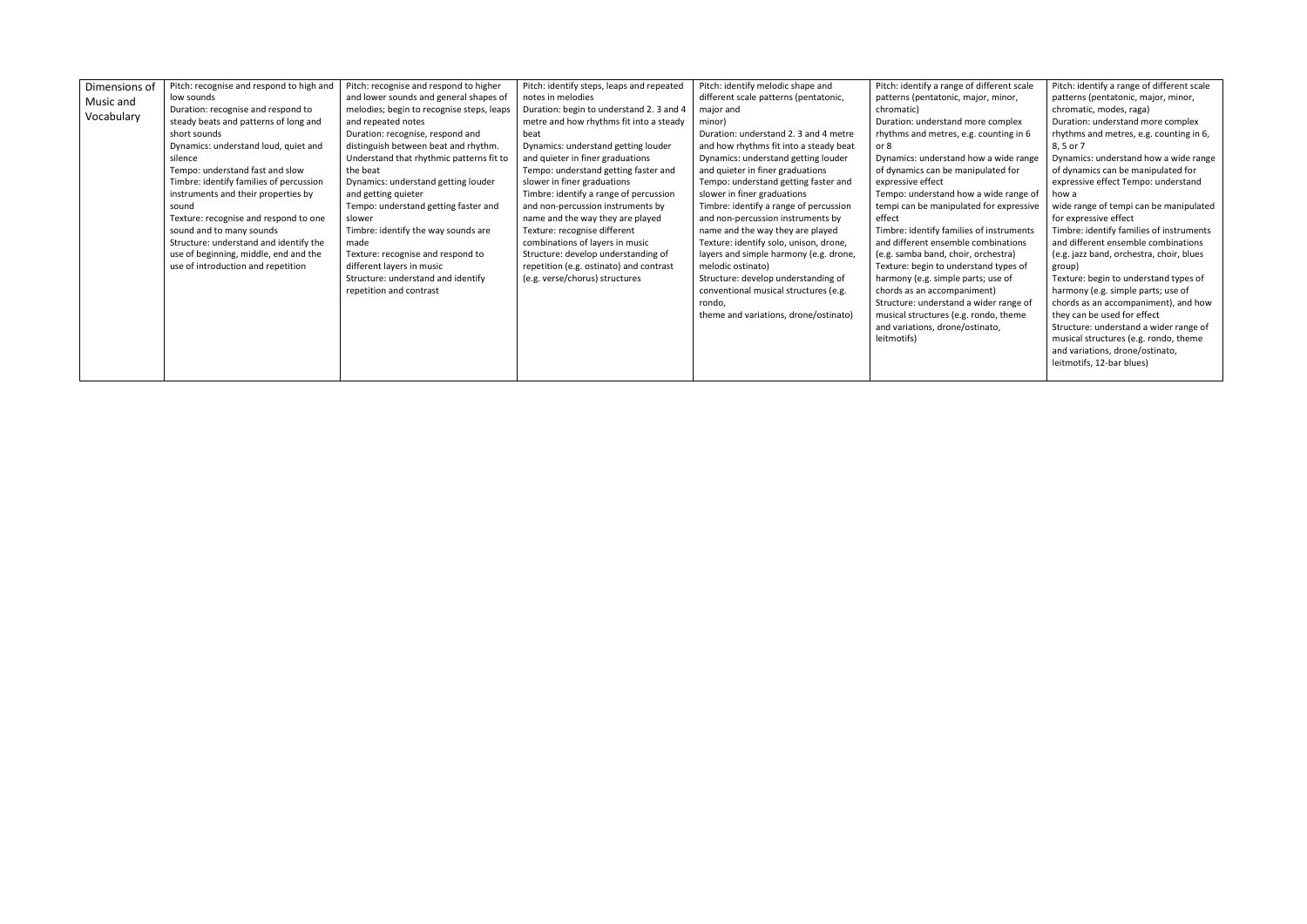| | | | | | | |
|---|---|---|---|---|---|---|
| Dimensions of Music and Vocabulary | Pitch: recognise and respond to high and low sounds<br>Duration: recognise and respond to steady beats and patterns of long and short sounds<br>Dynamics: understand loud, quiet and silence<br>Tempo: understand fast and slow<br>Timbre: identify families of percussion instruments and their properties by sound<br>Texture: recognise and respond to one sound and to many sounds<br>Structure: understand and identify the use of beginning, middle, end and the use of introduction and repetition | Pitch: recognise and respond to higher and lower sounds and general shapes of melodies; begin to recognise steps, leaps and repeated notes<br>Duration: recognise, respond and distinguish between beat and rhythm. Understand that rhythmic patterns fit to the beat<br>Dynamics: understand getting louder and getting quieter<br>Tempo: understand getting faster and slower<br>Timbre: identify the way sounds are made<br>Texture: recognise and respond to different layers in music<br>Structure: understand and identify repetition and contrast | Pitch: identify steps, leaps and repeated notes in melodies<br>Duration: begin to understand 2. 3 and 4 metre and how rhythms fit into a steady beat<br>Dynamics: understand getting louder and quieter in finer graduations<br>Tempo: understand getting faster and slower in finer graduations<br>Timbre: identify a range of percussion and non-percussion instruments by name and the way they are played<br>Texture: recognise different combinations of layers in music<br>Structure: develop understanding of repetition (e.g. ostinato) and contrast (e.g. verse/chorus) structures | Pitch: identify melodic shape and different scale patterns (pentatonic, major and minor)<br>Duration: understand 2. 3 and 4 metre and how rhythms fit into a steady beat<br>Dynamics: understand getting louder and quieter in finer graduations<br>Tempo: understand getting faster and slower in finer graduations<br>Timbre: identify a range of percussion and non-percussion instruments by name and the way they are played<br>Texture: identify solo, unison, drone, layers and simple harmony (e.g. drone, melodic ostinato)<br>Structure: develop understanding of conventional musical structures (e.g. rondo, theme and variations, drone/ostinato) | Pitch: identify a range of different scale patterns (pentatonic, major, minor, chromatic)<br>Duration: understand more complex rhythms and metres, e.g. counting in 6 or 8<br>Dynamics: understand how a wide range of dynamics can be manipulated for expressive effect<br>Tempo: understand how a wide range of tempi can be manipulated for expressive effect<br>Timbre: identify families of instruments and different ensemble combinations (e.g. samba band, choir, orchestra)<br>Texture: begin to understand types of harmony (e.g. simple parts; use of chords as an accompaniment)<br>Structure: understand a wider range of musical structures (e.g. rondo, theme and variations, drone/ostinato, leitmotifs) | Pitch: identify a range of different scale patterns (pentatonic, major, minor, chromatic, modes, raga)<br>Duration: understand more complex rhythms and metres, e.g. counting in 6, 8, 5 or 7<br>Dynamics: understand how a wide range of dynamics can be manipulated for expressive effect Tempo: understand how a wide range of tempi can be manipulated for expressive effect<br>Timbre: identify families of instruments and different ensemble combinations (e.g. jazz band, orchestra, choir, blues group)<br>Texture: begin to understand types of harmony (e.g. simple parts; use of chords as an accompaniment), and how they can be used for effect<br>Structure: understand a wider range of musical structures (e.g. rondo, theme and variations, drone/ostinato, leitmotifs, 12-bar blues) |